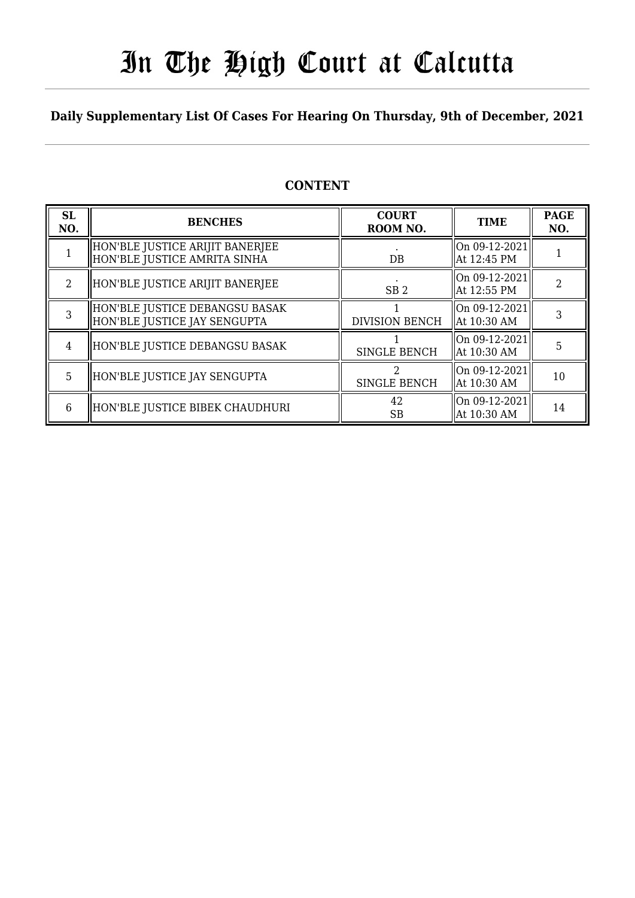# In The High Court at Calcutta

**Daily Supplementary List Of Cases For Hearing On Thursday, 9th of December, 2021**

## CONTENT

| SL NO. | BENCHES | COURT ROOM NO. | TIME | PAGE NO. |
|---|---|---|---|---|
| 1 | HON'BLE JUSTICE ARIJIT BANERJEE<br>HON'BLE JUSTICE AMRITA SINHA | .<br>DB | On 09-12-2021<br>At 12:45 PM | 1 |
| 2 | HON'BLE JUSTICE ARIJIT BANERJEE | .<br>SB 2 | On 09-12-2021<br>At 12:55 PM | 2 |
| 3 | HON'BLE JUSTICE DEBANGSU BASAK<br>HON'BLE JUSTICE JAY SENGUPTA | 1<br>DIVISION BENCH | On 09-12-2021<br>At 10:30 AM | 3 |
| 4 | HON'BLE JUSTICE DEBANGSU BASAK | 1<br>SINGLE BENCH | On 09-12-2021<br>At 10:30 AM | 5 |
| 5 | HON'BLE JUSTICE JAY SENGUPTA | 2<br>SINGLE BENCH | On 09-12-2021<br>At 10:30 AM | 10 |
| 6 | HON'BLE JUSTICE BIBEK CHAUDHURI | 42<br>SB | On 09-12-2021<br>At 10:30 AM | 14 |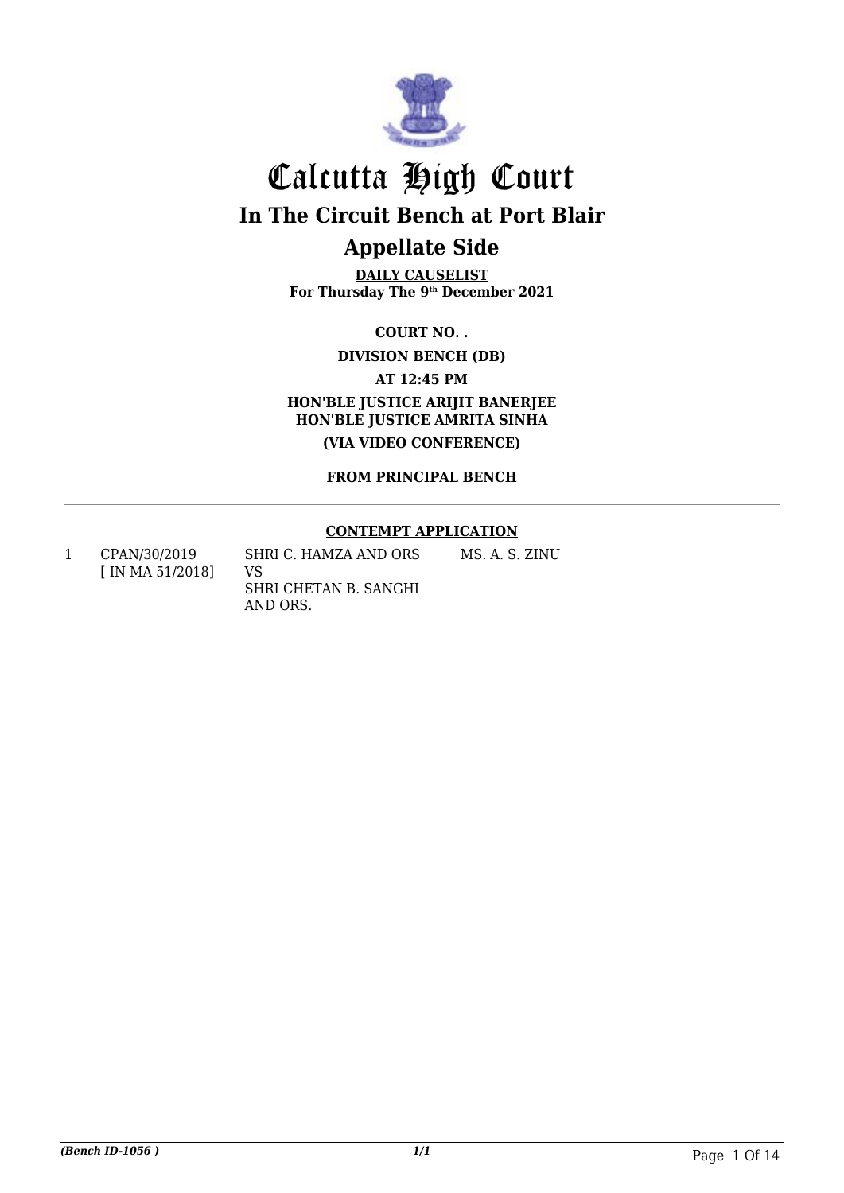# Calcutta High Court

## In The Circuit Bench at Port Blair

## Appellate Side

**DAILY CAUSELIST**
**For Thursday The 9th December 2021**

**COURT NO. .**

**DIVISION BENCH (DB)**

**AT 12:45 PM**

**HON'BLE JUSTICE ARIJIT BANERJEE**
**HON'BLE JUSTICE AMRITA SINHA**

**(VIA VIDEO CONFERENCE)**

**FROM PRINCIPAL BENCH**

**CONTEMPT APPLICATION**

| | | | |
|---|---|---|---|
| 1 | CPAN/30/2019 [ IN MA 51/2018] | SHRI C. HAMZA AND ORS VS SHRI CHETAN B. SANGHI AND ORS. | MS. A. S. ZINU |

*(Bench ID-1056 )* 1/1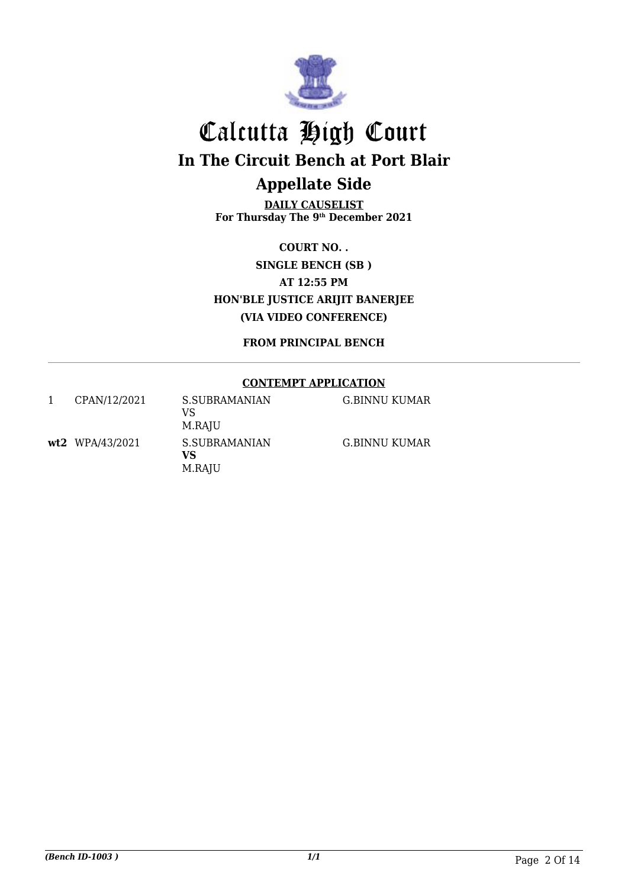# Calcutta High Court

## In The Circuit Bench at Port Blair

## Appellate Side

**DAILY CAUSELIST**
**For Thursday The 9th December 2021**

**COURT NO. .**
**SINGLE BENCH (SB )**
**AT 12:55 PM**
**HON'BLE JUSTICE ARIJIT BANERJEE**
**(VIA VIDEO CONFERENCE)**

**FROM PRINCIPAL BENCH**

**CONTEMPT APPLICATION**

| | | | |
|---|---|---|---|
| 1 | CPAN/12/2021 | S.SUBRAMANIAN<br>VS<br>M.RAJU | G.BINNU KUMAR |
| **wt2** | WPA/43/2021 | S.SUBRAMANIAN<br>**VS**<br>M.RAJU | G.BINNU KUMAR |

*(Bench ID-1003 )*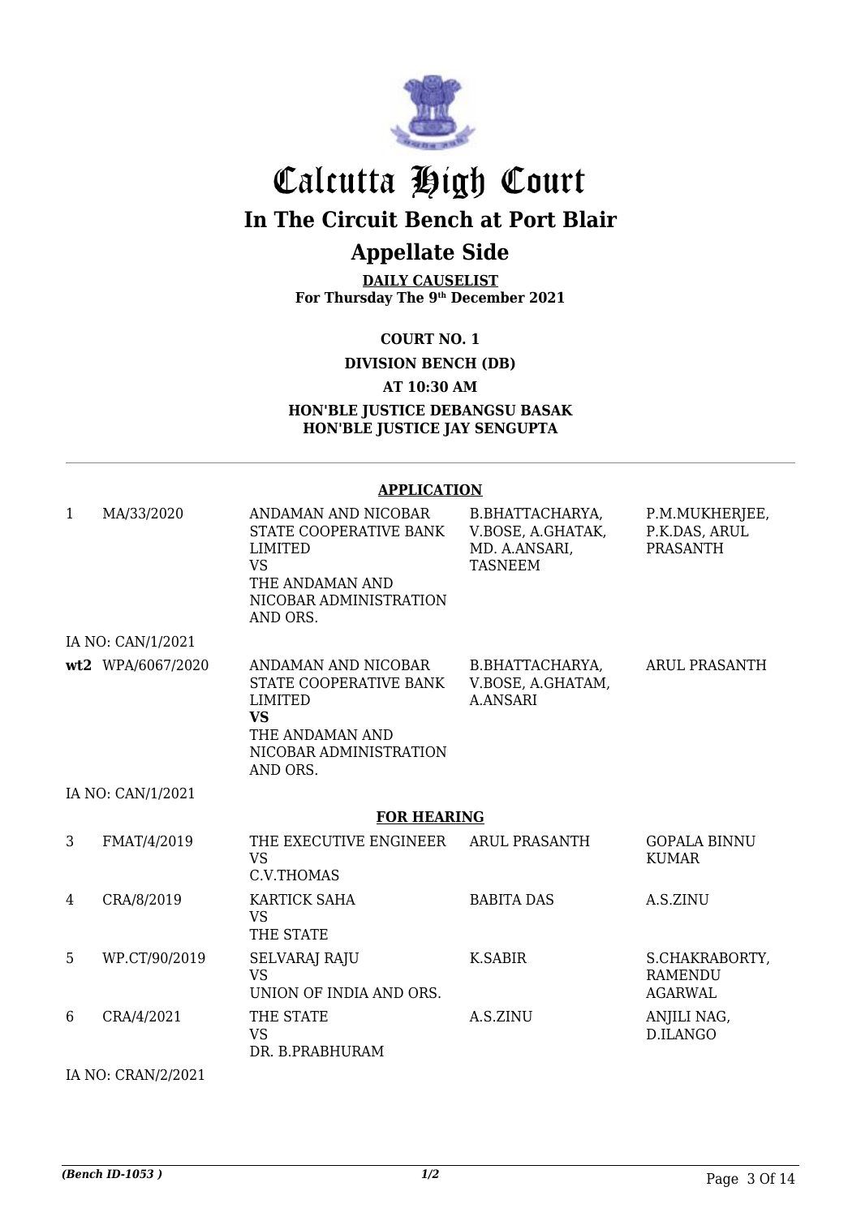# Calcutta High Court

## In The Circuit Bench at Port Blair

## Appellate Side

**DAILY CAUSELIST**
**For Thursday The 9th December 2021**

**COURT NO. 1**

**DIVISION BENCH (DB)**

**AT 10:30 AM**

**HON'BLE JUSTICE DEBANGSU BASAK**
**HON'BLE JUSTICE JAY SENGUPTA**

---

**APPLICATION**

| | | | | |
|---|---|---|---|---|
| 1 | MA/33/2020 | ANDAMAN AND NICOBAR STATE COOPERATIVE BANK LIMITED VS THE ANDAMAN AND NICOBAR ADMINISTRATION AND ORS. | B.BHATTACHARYA, V.BOSE, A.GHATAK, MD. A.ANSARI, TASNEEM | P.M.MUKHERJEE, P.K.DAS, ARUL PRASANTH |
| IA NO: CAN/1/2021 | | | | |
| **wt2** | WPA/6067/2020 | ANDAMAN AND NICOBAR STATE COOPERATIVE BANK LIMITED **VS** THE ANDAMAN AND NICOBAR ADMINISTRATION AND ORS. | B.BHATTACHARYA, V.BOSE, A.GHATAM, A.ANSARI | ARUL PRASANTH |
| IA NO: CAN/1/2021 | | | | |

**FOR HEARING**

| | | | | |
|---|---|---|---|---|
| 3 | FMAT/4/2019 | THE EXECUTIVE ENGINEER VS C.V.THOMAS | ARUL PRASANTH | GOPALA BINNU KUMAR |
| 4 | CRA/8/2019 | KARTICK SAHA VS THE STATE | BABITA DAS | A.S.ZINU |
| 5 | WP.CT/90/2019 | SELVARAJ RAJU VS UNION OF INDIA AND ORS. | K.SABIR | S.CHAKRABORTY, RAMENDU AGARWAL |
| 6 | CRA/4/2021 | THE STATE VS DR. B.PRABHURAM | A.S.ZINU | ANJILI NAG, D.ILANGO |
| IA NO: CRAN/2/2021 | | | | |

*(Bench ID-1053 )*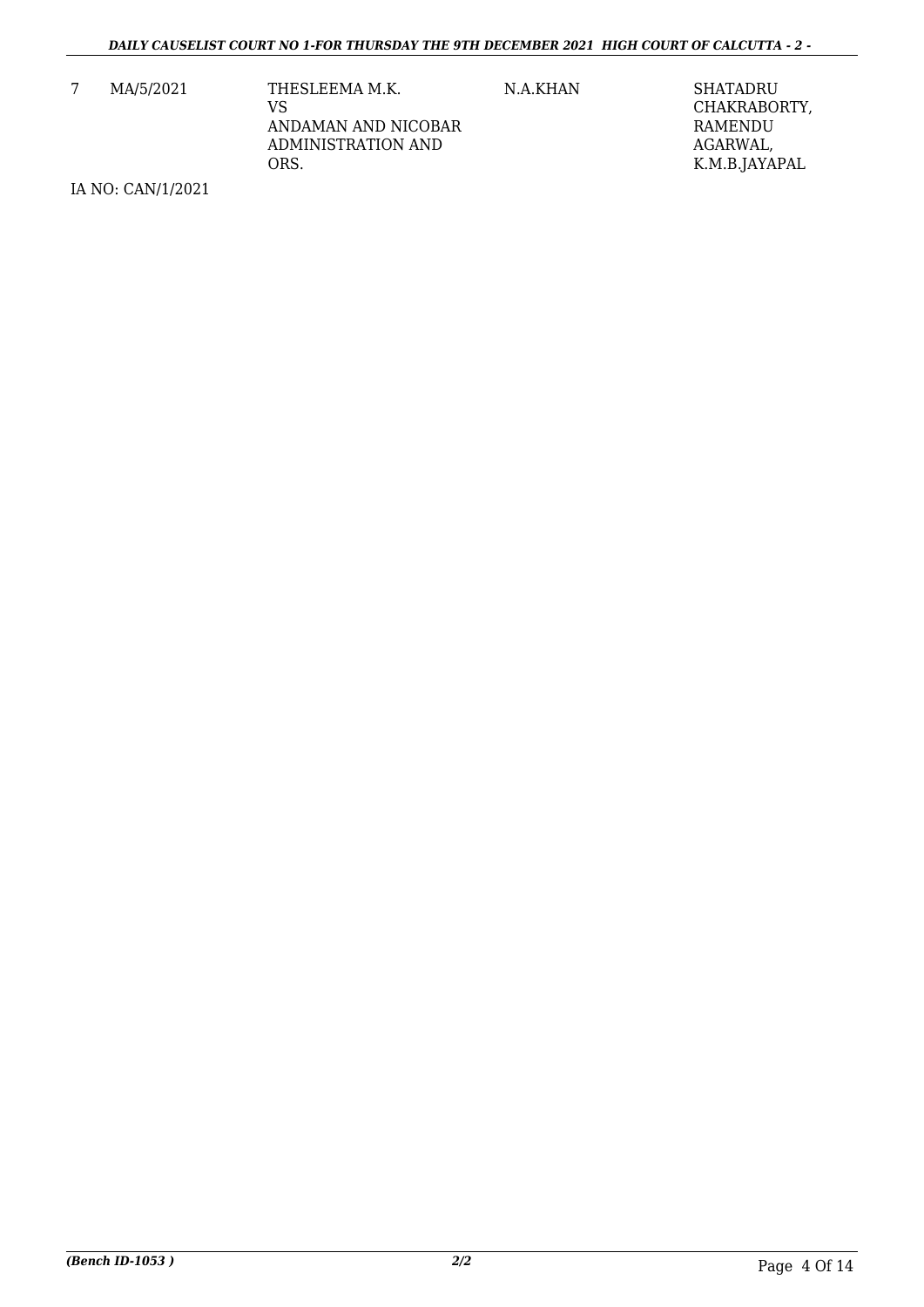| 7 | MA/5/2021 | THESLEEMA M.K.<br>VS<br>ANDAMAN AND NICOBAR ADMINISTRATION AND ORS. | N.A.KHAN | SHATADRU CHAKRABORTY, RAMENDU AGARWAL, K.M.B.JAYAPAL |
|---|---|---|---|---|

IA NO: CAN/1/2021

(Bench ID-1053 )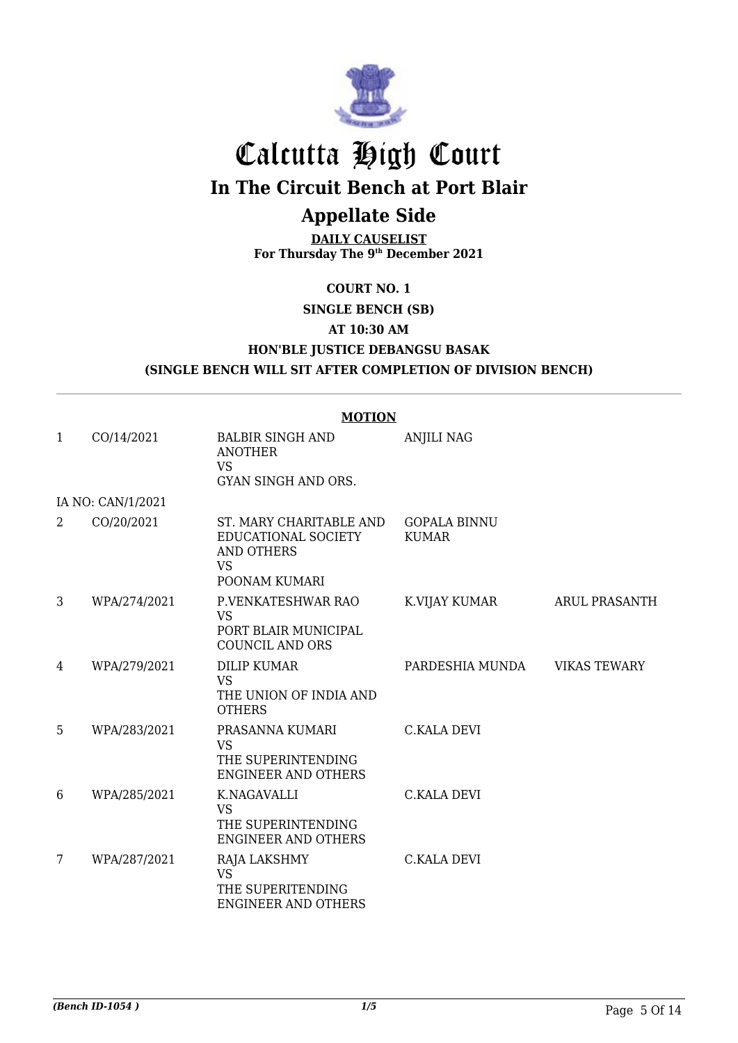# Calcutta High Court

## In The Circuit Bench at Port Blair

## Appellate Side

**DAILY CAUSELIST**
**For Thursday The 9th December 2021**

**COURT NO. 1**

**SINGLE BENCH (SB)**

**AT 10:30 AM**

**HON'BLE JUSTICE DEBANGSU BASAK**

**(SINGLE BENCH WILL SIT AFTER COMPLETION OF DIVISION BENCH)**

**MOTION**

| | | | | |
|---|---|---|---|---|
| 1 | CO/14/2021 | BALBIR SINGH AND ANOTHER VS GYAN SINGH AND ORS. | ANJILI NAG | |
| | IA NO: CAN/1/2021 | | | |
| 2 | CO/20/2021 | ST. MARY CHARITABLE AND EDUCATIONAL SOCIETY AND OTHERS VS POONAM KUMARI | GOPALA BINNU KUMAR | |
| 3 | WPA/274/2021 | P.VENKATESHWAR RAO VS PORT BLAIR MUNICIPAL COUNCIL AND ORS | K.VIJAY KUMAR | ARUL PRASANTH |
| 4 | WPA/279/2021 | DILIP KUMAR VS THE UNION OF INDIA AND OTHERS | PARDESHIA MUNDA | VIKAS TEWARY |
| 5 | WPA/283/2021 | PRASANNA KUMARI VS THE SUPERINTENDING ENGINEER AND OTHERS | C.KALA DEVI | |
| 6 | WPA/285/2021 | K.NAGAVALLI VS THE SUPERINTENDING ENGINEER AND OTHERS | C.KALA DEVI | |
| 7 | WPA/287/2021 | RAJA LAKSHMY VS THE SUPERITENDING ENGINEER AND OTHERS | C.KALA DEVI | |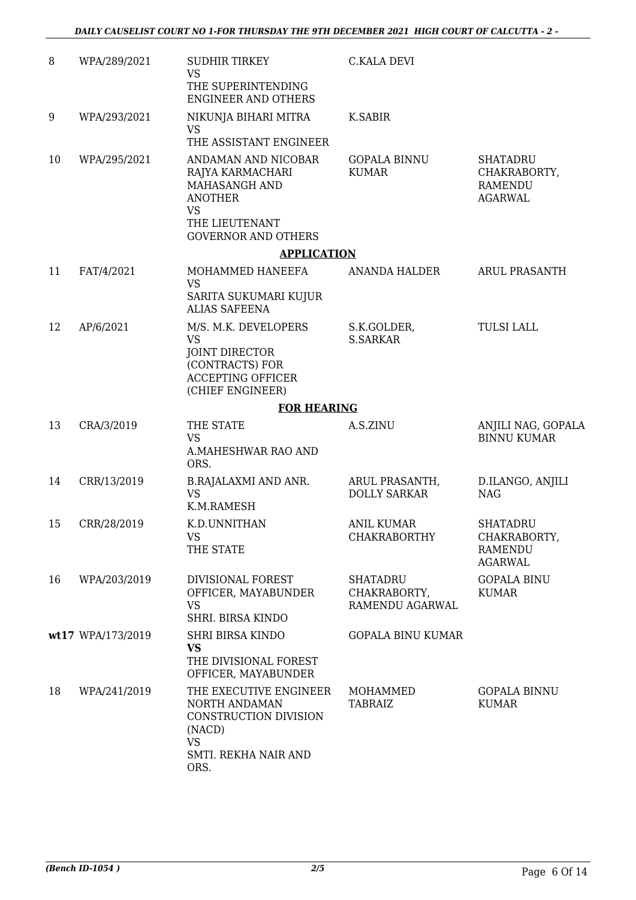| 8 | WPA/289/2021 | SUDHIR TIRKEY<br>VS<br>THE SUPERINTENDING ENGINEER AND OTHERS | C.KALA DEVI | |
|---|---|---|---|---|
| 9 | WPA/293/2021 | NIKUNJA BIHARI MITRA<br>VS<br>THE ASSISTANT ENGINEER | K.SABIR | |
| 10 | WPA/295/2021 | ANDAMAN AND NICOBAR RAJYA KARMACHARI MAHASANGH AND ANOTHER<br>VS<br>THE LIEUTENANT GOVERNOR AND OTHERS | GOPALA BINNU KUMAR | SHATADRU CHAKRABORTY, RAMENDU AGARWAL |
| | | **APPLICATION** | | |
| 11 | FAT/4/2021 | MOHAMMED HANEEFA<br>VS<br>SARITA SUKUMARI KUJUR ALIAS SAFEENA | ANANDA HALDER | ARUL PRASANTH |
| 12 | AP/6/2021 | M/S. M.K. DEVELOPERS<br>VS<br>JOINT DIRECTOR (CONTRACTS) FOR ACCEPTING OFFICER (CHIEF ENGINEER) | S.K.GOLDER, S.SARKAR | TULSI LALL |
| | | **FOR HEARING** | | |
| 13 | CRA/3/2019 | THE STATE<br>VS<br>A.MAHESHWAR RAO AND ORS. | A.S.ZINU | ANJILI NAG, GOPALA BINNU KUMAR |
| 14 | CRR/13/2019 | B.RAJALAXMI AND ANR.<br>VS<br>K.M.RAMESH | ARUL PRASANTH, DOLLY SARKAR | D.ILANGO, ANJILI NAG |
| 15 | CRR/28/2019 | K.D.UNNITHAN<br>VS<br>THE STATE | ANIL KUMAR CHAKRABORTHY | SHATADRU CHAKRABORTY, RAMENDU AGARWAL |
| 16 | WPA/203/2019 | DIVISIONAL FOREST OFFICER, MAYABUNDER<br>VS<br>SHRI. BIRSA KINDO | SHATADRU CHAKRABORTY, RAMENDU AGARWAL | GOPALA BINU KUMAR |
| wt17 | WPA/173/2019 | SHRI BIRSA KINDO<br>**VS**<br>THE DIVISIONAL FOREST OFFICER, MAYABUNDER | GOPALA BINU KUMAR | |
| 18 | WPA/241/2019 | THE EXECUTIVE ENGINEER NORTH ANDAMAN CONSTRUCTION DIVISION (NACD)<br>VS<br>SMTI. REKHA NAIR AND ORS. | MOHAMMED TABRAIZ | GOPALA BINNU KUMAR |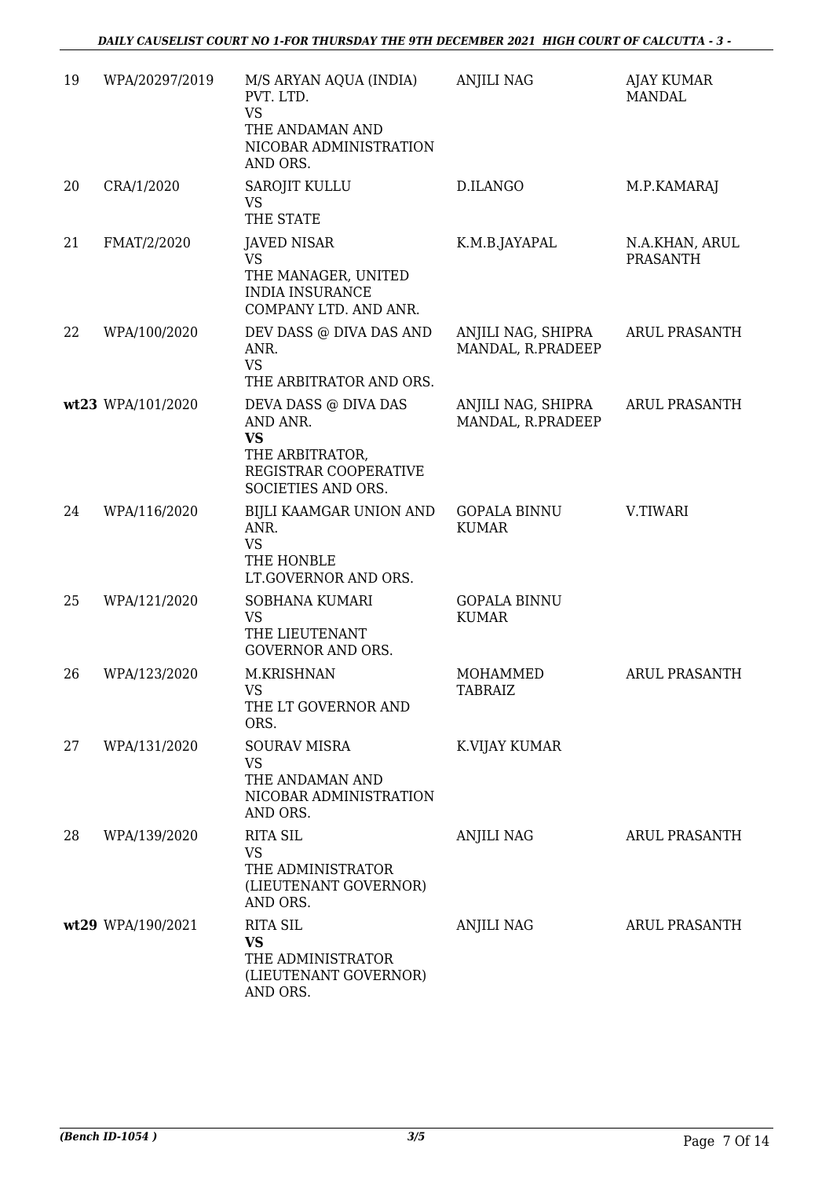| | | | | |
|---|---|---|---|---|
| 19 | WPA/20297/2019 | M/S ARYAN AQUA (INDIA) PVT. LTD.<br>VS<br>THE ANDAMAN AND NICOBAR ADMINISTRATION AND ORS. | ANJILI NAG | AJAY KUMAR MANDAL |
| 20 | CRA/1/2020 | SAROJIT KULLU<br>VS<br>THE STATE | D.ILANGO | M.P.KAMARAJ |
| 21 | FMAT/2/2020 | JAVED NISAR<br>VS<br>THE MANAGER, UNITED INDIA INSURANCE COMPANY LTD. AND ANR. | K.M.B.JAYAPAL | N.A.KHAN, ARUL PRASANTH |
| 22 | WPA/100/2020 | DEV DASS @ DIVA DAS AND ANR.<br>VS<br>THE ARBITRATOR AND ORS. | ANJILI NAG, SHIPRA MANDAL, R.PRADEEP | ARUL PRASANTH |
| **wt23** | WPA/101/2020 | DEVA DASS @ DIVA DAS AND ANR.<br>**VS**<br>THE ARBITRATOR, REGISTRAR COOPERATIVE SOCIETIES AND ORS. | ANJILI NAG, SHIPRA MANDAL, R.PRADEEP | ARUL PRASANTH |
| 24 | WPA/116/2020 | BIJLI KAAMGAR UNION AND ANR.<br>VS<br>THE HONBLE LT.GOVERNOR AND ORS. | GOPALA BINNU KUMAR | V.TIWARI |
| 25 | WPA/121/2020 | SOBHANA KUMARI<br>VS<br>THE LIEUTENANT GOVERNOR AND ORS. | GOPALA BINNU KUMAR | |
| 26 | WPA/123/2020 | M.KRISHNAN<br>VS<br>THE LT GOVERNOR AND ORS. | MOHAMMED TABRAIZ | ARUL PRASANTH |
| 27 | WPA/131/2020 | SOURAV MISRA<br>VS<br>THE ANDAMAN AND NICOBAR ADMINISTRATION AND ORS. | K.VIJAY KUMAR | |
| 28 | WPA/139/2020 | RITA SIL<br>VS<br>THE ADMINISTRATOR (LIEUTENANT GOVERNOR) AND ORS. | ANJILI NAG | ARUL PRASANTH |
| **wt29** | WPA/190/2021 | RITA SIL<br>**VS**<br>THE ADMINISTRATOR (LIEUTENANT GOVERNOR) AND ORS. | ANJILI NAG | ARUL PRASANTH |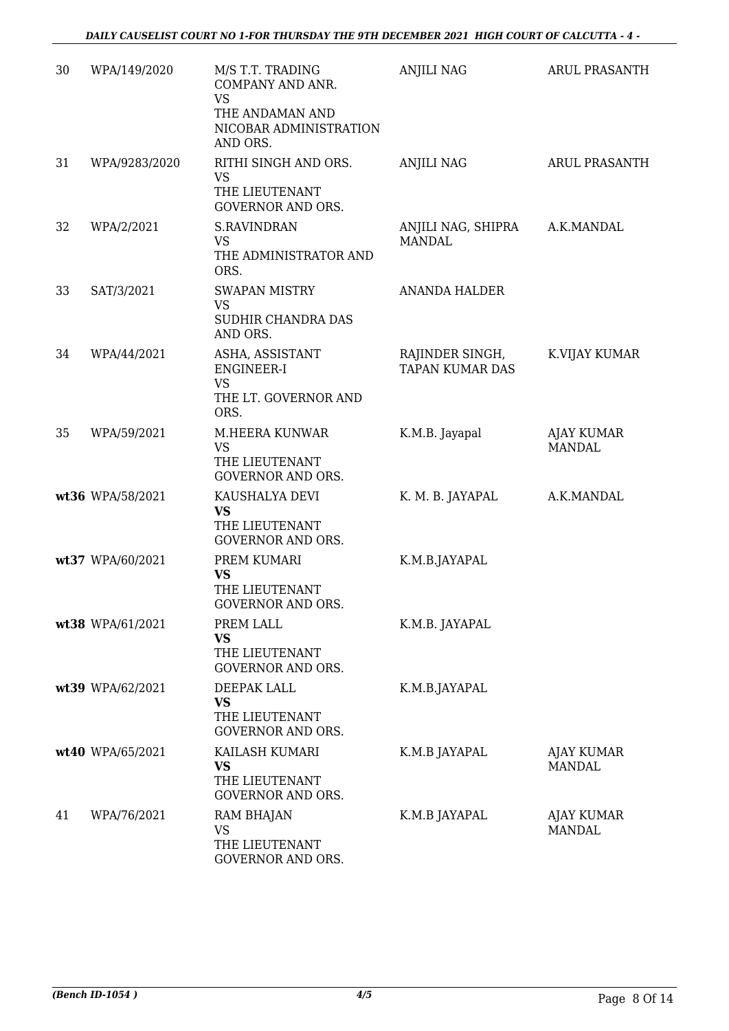| | | | | |
|---|---|---|---|---|
| 30 | WPA/149/2020 | M/S T.T. TRADING COMPANY AND ANR.<br>VS<br>THE ANDAMAN AND NICOBAR ADMINISTRATION AND ORS. | ANJILI NAG | ARUL PRASANTH |
| 31 | WPA/9283/2020 | RITHI SINGH AND ORS.<br>VS<br>THE LIEUTENANT GOVERNOR AND ORS. | ANJILI NAG | ARUL PRASANTH |
| 32 | WPA/2/2021 | S.RAVINDRAN<br>VS<br>THE ADMINISTRATOR AND ORS. | ANJILI NAG, SHIPRA MANDAL | A.K.MANDAL |
| 33 | SAT/3/2021 | SWAPAN MISTRY<br>VS<br>SUDHIR CHANDRA DAS AND ORS. | ANANDA HALDER | |
| 34 | WPA/44/2021 | ASHA, ASSISTANT ENGINEER-I<br>VS<br>THE LT. GOVERNOR AND ORS. | RAJINDER SINGH, TAPAN KUMAR DAS | K.VIJAY KUMAR |
| 35 | WPA/59/2021 | M.HEERA KUNWAR<br>VS<br>THE LIEUTENANT GOVERNOR AND ORS. | K.M.B. Jayapal | AJAY KUMAR MANDAL |
| **wt36** | WPA/58/2021 | KAUSHALYA DEVI<br>**VS**<br>THE LIEUTENANT GOVERNOR AND ORS. | K. M. B. JAYAPAL | A.K.MANDAL |
| **wt37** | WPA/60/2021 | PREM KUMARI<br>**VS**<br>THE LIEUTENANT GOVERNOR AND ORS. | K.M.B.JAYAPAL | |
| **wt38** | WPA/61/2021 | PREM LALL<br>**VS**<br>THE LIEUTENANT GOVERNOR AND ORS. | K.M.B. JAYAPAL | |
| **wt39** | WPA/62/2021 | DEEPAK LALL<br>**VS**<br>THE LIEUTENANT GOVERNOR AND ORS. | K.M.B.JAYAPAL | |
| **wt40** | WPA/65/2021 | KAILASH KUMARI<br>**VS**<br>THE LIEUTENANT GOVERNOR AND ORS. | K.M.B JAYAPAL | AJAY KUMAR MANDAL |
| 41 | WPA/76/2021 | RAM BHAJAN<br>VS<br>THE LIEUTENANT GOVERNOR AND ORS. | K.M.B JAYAPAL | AJAY KUMAR MANDAL |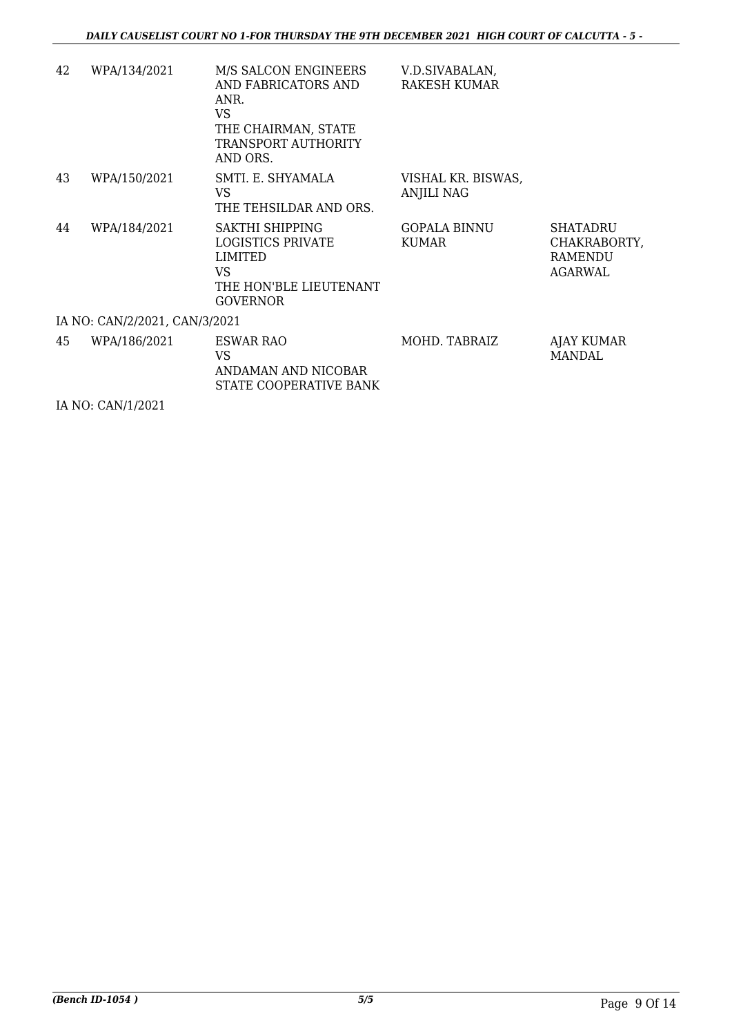| | | | | |
|---|---|---|---|---|
| 42 | WPA/134/2021 | M/S SALCON ENGINEERS AND FABRICATORS AND ANR.<br>VS<br>THE CHAIRMAN, STATE TRANSPORT AUTHORITY AND ORS. | V.D.SIVABALAN, RAKESH KUMAR | |
| 43 | WPA/150/2021 | SMTI. E. SHYAMALA<br>VS<br>THE TEHSILDAR AND ORS. | VISHAL KR. BISWAS, ANJILI NAG | |
| 44 | WPA/184/2021 | SAKTHI SHIPPING LOGISTICS PRIVATE LIMITED<br>VS<br>THE HON'BLE LIEUTENANT GOVERNOR | GOPALA BINNU KUMAR | SHATADRU CHAKRABORTY, RAMENDU AGARWAL |
| | IA NO: CAN/2/2021, CAN/3/2021 | | | |
| 45 | WPA/186/2021 | ESWAR RAO<br>VS<br>ANDAMAN AND NICOBAR STATE COOPERATIVE BANK | MOHD. TABRAIZ | AJAY KUMAR MANDAL |
| | IA NO: CAN/1/2021 | | | |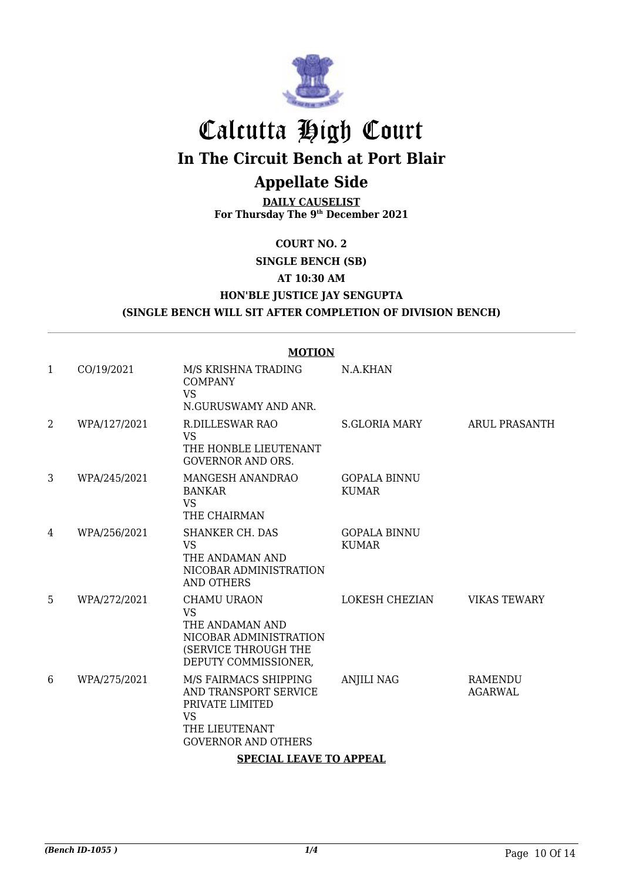# Calcutta High Court

## In The Circuit Bench at Port Blair

## Appellate Side

**DAILY CAUSELIST**
**For Thursday The 9th December 2021**

**COURT NO. 2**

**SINGLE BENCH (SB)**

**AT 10:30 AM**

**HON'BLE JUSTICE JAY SENGUPTA**

**(SINGLE BENCH WILL SIT AFTER COMPLETION OF DIVISION BENCH)**

**MOTION**

| | | | | |
|---|---|---|---|---|
| 1 | CO/19/2021 | M/S KRISHNA TRADING COMPANY VS N.GURUSWAMY AND ANR. | N.A.KHAN | |
| 2 | WPA/127/2021 | R.DILLESWAR RAO VS THE HONBLE LIEUTENANT GOVERNOR AND ORS. | S.GLORIA MARY | ARUL PRASANTH |
| 3 | WPA/245/2021 | MANGESH ANANDRAO BANKAR VS THE CHAIRMAN | GOPALA BINNU KUMAR | |
| 4 | WPA/256/2021 | SHANKER CH. DAS VS THE ANDAMAN AND NICOBAR ADMINISTRATION AND OTHERS | GOPALA BINNU KUMAR | |
| 5 | WPA/272/2021 | CHAMU URAON VS THE ANDAMAN AND NICOBAR ADMINISTRATION (SERVICE THROUGH THE DEPUTY COMMISSIONER, | LOKESH CHEZIAN | VIKAS TEWARY |
| 6 | WPA/275/2021 | M/S FAIRMACS SHIPPING AND TRANSPORT SERVICE PRIVATE LIMITED VS THE LIEUTENANT GOVERNOR AND OTHERS | ANJILI NAG | RAMENDU AGARWAL |

**SPECIAL LEAVE TO APPEAL**

*(Bench ID-1055 )* 1/4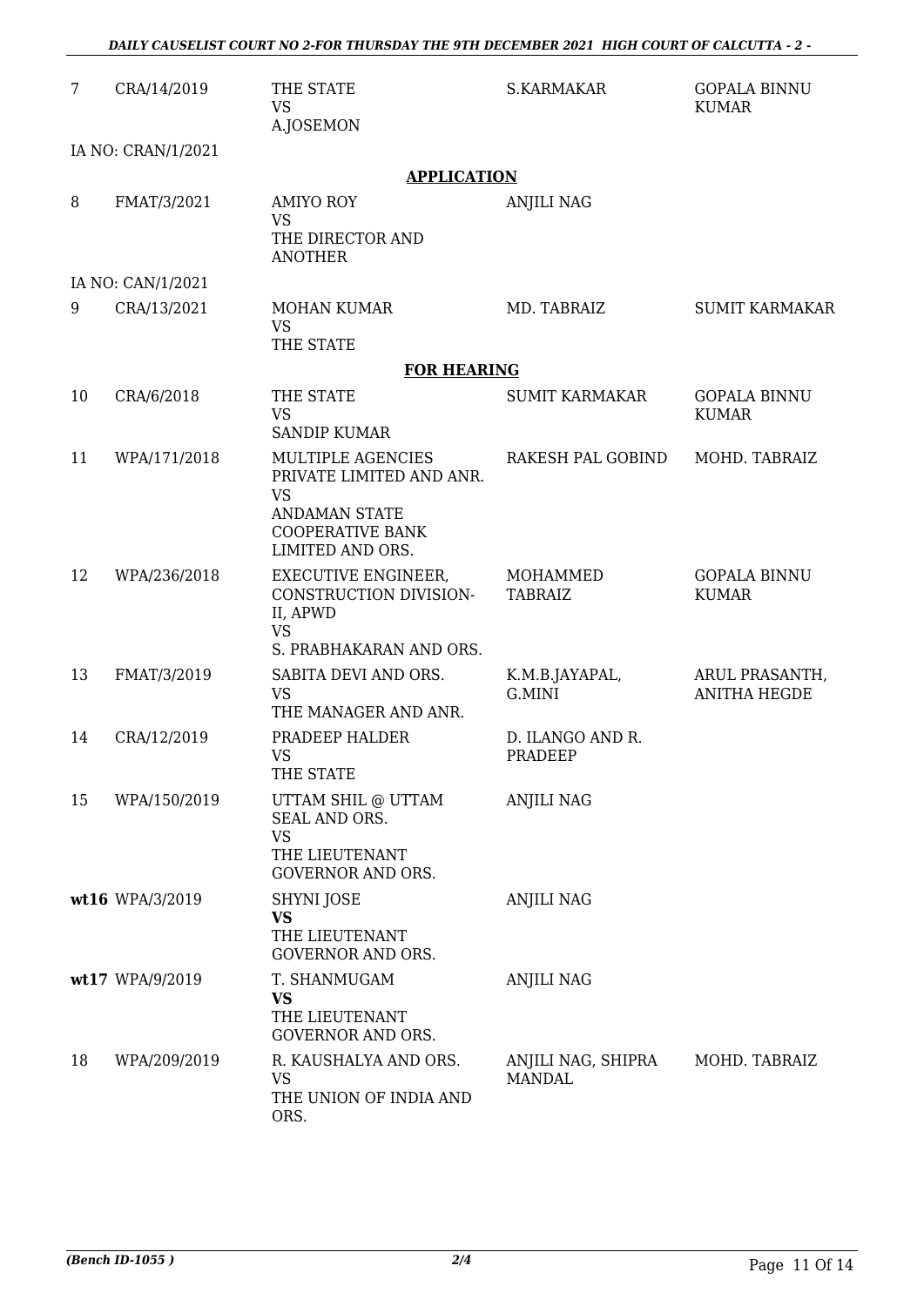| | | | | |
|---|---|---|---|---|
| 7 | CRA/14/2019 | THE STATE<br>VS<br>A.JOSEMON | S.KARMAKAR | GOPALA BINNU KUMAR |
| IA NO: CRAN/1/2021 | | | | |

**APPLICATION**

| | | | | |
|---|---|---|---|---|
| 8 | FMAT/3/2021 | AMIYO ROY<br>VS<br>THE DIRECTOR AND ANOTHER | ANJILI NAG | |
| IA NO: CAN/1/2021 | | | | |
| 9 | CRA/13/2021 | MOHAN KUMAR<br>VS<br>THE STATE | MD. TABRAIZ | SUMIT KARMAKAR |

**FOR HEARING**

| | | | | |
|---|---|---|---|---|
| 10 | CRA/6/2018 | THE STATE<br>VS<br>SANDIP KUMAR | SUMIT KARMAKAR | GOPALA BINNU KUMAR |
| 11 | WPA/171/2018 | MULTIPLE AGENCIES PRIVATE LIMITED AND ANR.<br>VS<br>ANDAMAN STATE COOPERATIVE BANK LIMITED AND ORS. | RAKESH PAL GOBIND | MOHD. TABRAIZ |
| 12 | WPA/236/2018 | EXECUTIVE ENGINEER, CONSTRUCTION DIVISION-II, APWD<br>VS<br>S. PRABHAKARAN AND ORS. | MOHAMMED TABRAIZ | GOPALA BINNU KUMAR |
| 13 | FMAT/3/2019 | SABITA DEVI AND ORS.<br>VS<br>THE MANAGER AND ANR. | K.M.B.JAYAPAL, G.MINI | ARUL PRASANTH, ANITHA HEGDE |
| 14 | CRA/12/2019 | PRADEEP HALDER<br>VS<br>THE STATE | D. ILANGO AND R. PRADEEP | |
| 15 | WPA/150/2019 | UTTAM SHIL @ UTTAM SEAL AND ORS.<br>VS<br>THE LIEUTENANT GOVERNOR AND ORS. | ANJILI NAG | |
| **wt16** | WPA/3/2019 | SHYNI JOSE<br>**VS**<br>THE LIEUTENANT GOVERNOR AND ORS. | ANJILI NAG | |
| **wt17** | WPA/9/2019 | T. SHANMUGAM<br>**VS**<br>THE LIEUTENANT GOVERNOR AND ORS. | ANJILI NAG | |
| 18 | WPA/209/2019 | R. KAUSHALYA AND ORS.<br>VS<br>THE UNION OF INDIA AND ORS. | ANJILI NAG, SHIPRA MANDAL | MOHD. TABRAIZ |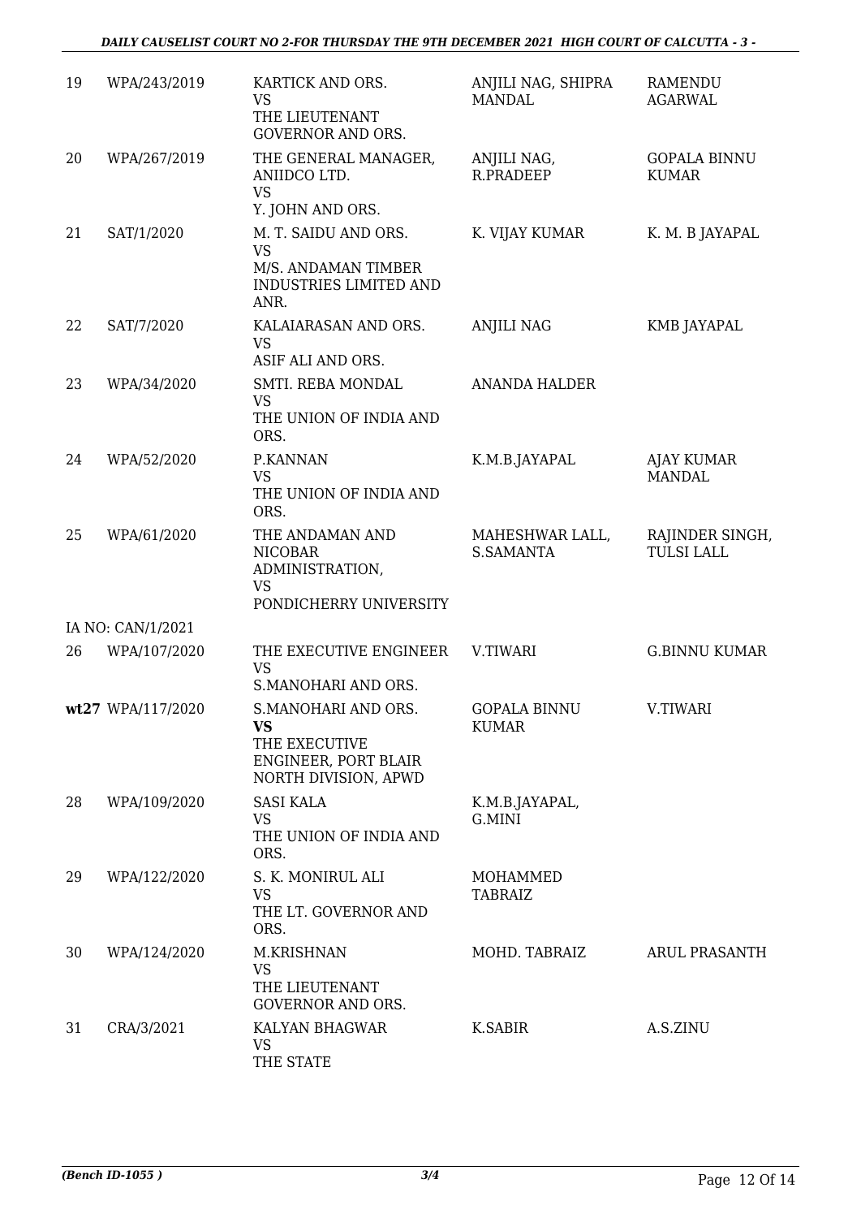| | | | | |
|---|---|---|---|---|
| 19 | WPA/243/2019 | KARTICK AND ORS.<br>VS<br>THE LIEUTENANT GOVERNOR AND ORS. | ANJILI NAG, SHIPRA MANDAL | RAMENDU AGARWAL |
| 20 | WPA/267/2019 | THE GENERAL MANAGER, ANIIDCO LTD.<br>VS<br>Y. JOHN AND ORS. | ANJILI NAG, R.PRADEEP | GOPALA BINNU KUMAR |
| 21 | SAT/1/2020 | M. T. SAIDU AND ORS.<br>VS<br>M/S. ANDAMAN TIMBER INDUSTRIES LIMITED AND ANR. | K. VIJAY KUMAR | K. M. B JAYAPAL |
| 22 | SAT/7/2020 | KALAIARASAN AND ORS.<br>VS<br>ASIF ALI AND ORS. | ANJILI NAG | KMB JAYAPAL |
| 23 | WPA/34/2020 | SMTI. REBA MONDAL<br>VS<br>THE UNION OF INDIA AND ORS. | ANANDA HALDER | |
| 24 | WPA/52/2020 | P.KANNAN<br>VS<br>THE UNION OF INDIA AND ORS. | K.M.B.JAYAPAL | AJAY KUMAR MANDAL |
| 25 | WPA/61/2020 | THE ANDAMAN AND NICOBAR ADMINISTRATION,<br>VS<br>PONDICHERRY UNIVERSITY | MAHESHWAR LALL, S.SAMANTA | RAJINDER SINGH, TULSI LALL |
| | IA NO: CAN/1/2021 | | | |
| 26 | WPA/107/2020 | THE EXECUTIVE ENGINEER<br>VS<br>S.MANOHARI AND ORS. | V.TIWARI | G.BINNU KUMAR |
| **wt27** | WPA/117/2020 | S.MANOHARI AND ORS.<br>**VS**<br>THE EXECUTIVE ENGINEER, PORT BLAIR NORTH DIVISION, APWD | GOPALA BINNU KUMAR | V.TIWARI |
| 28 | WPA/109/2020 | SASI KALA<br>VS<br>THE UNION OF INDIA AND ORS. | K.M.B.JAYAPAL, G.MINI | |
| 29 | WPA/122/2020 | S. K. MONIRUL ALI<br>VS<br>THE LT. GOVERNOR AND ORS. | MOHAMMED TABRAIZ | |
| 30 | WPA/124/2020 | M.KRISHNAN<br>VS<br>THE LIEUTENANT GOVERNOR AND ORS. | MOHD. TABRAIZ | ARUL PRASANTH |
| 31 | CRA/3/2021 | KALYAN BHAGWAR<br>VS<br>THE STATE | K.SABIR | A.S.ZINU |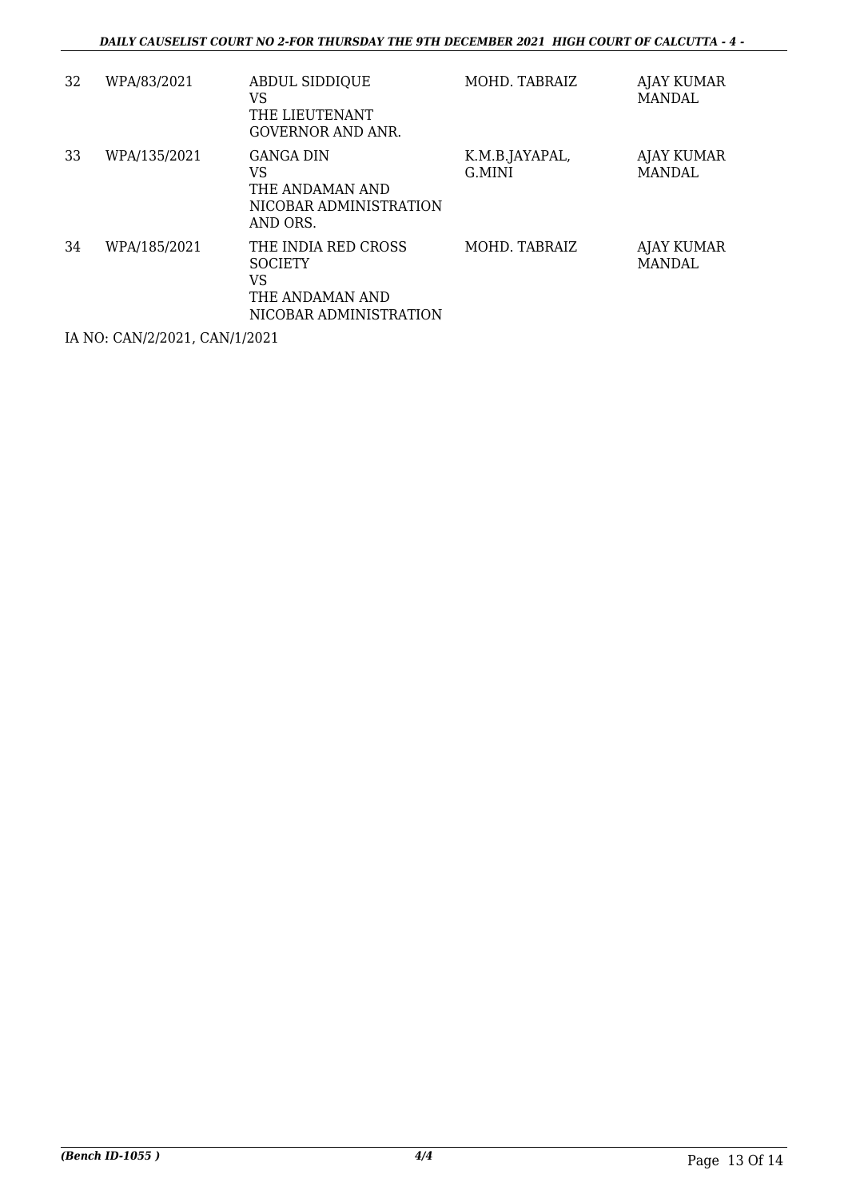| 32 | WPA/83/2021 | ABDUL SIDDIQUE<br>VS<br>THE LIEUTENANT GOVERNOR AND ANR. | MOHD. TABRAIZ | AJAY KUMAR MANDAL |
|---|---|---|---|---|
| 33 | WPA/135/2021 | GANGA DIN<br>VS<br>THE ANDAMAN AND NICOBAR ADMINISTRATION AND ORS. | K.M.B.JAYAPAL, G.MINI | AJAY KUMAR MANDAL |
| 34 | WPA/185/2021 | THE INDIA RED CROSS SOCIETY<br>VS<br>THE ANDAMAN AND NICOBAR ADMINISTRATION | MOHD. TABRAIZ | AJAY KUMAR MANDAL |

IA NO: CAN/2/2021, CAN/1/2021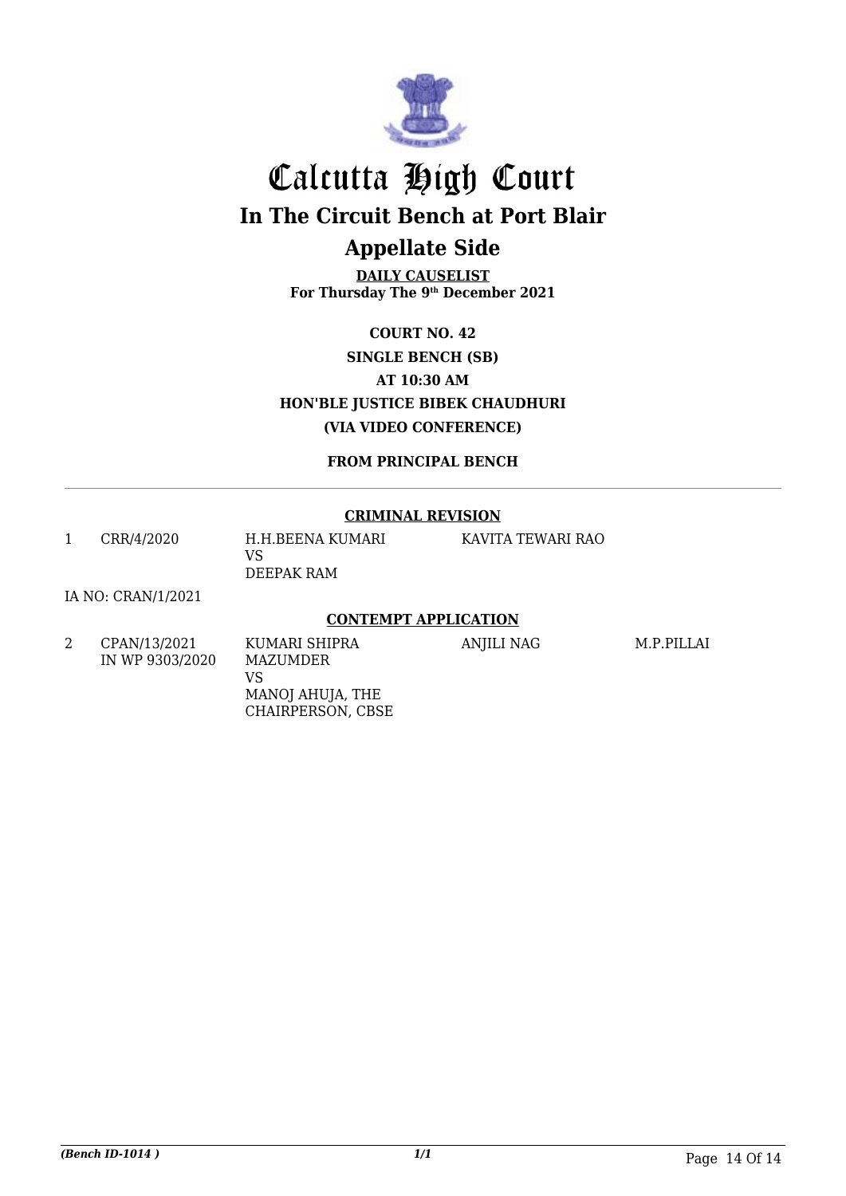# Calcutta High Court

## In The Circuit Bench at Port Blair

## Appellate Side

**DAILY CAUSELIST**
**For Thursday The 9th December 2021**

**COURT NO. 42**

**SINGLE BENCH (SB)**

**AT 10:30 AM**

**HON'BLE JUSTICE BIBEK CHAUDHURI**

**(VIA VIDEO CONFERENCE)**

**FROM PRINCIPAL BENCH**

**CRIMINAL REVISION**

| | | | | |
|---|---|---|---|---|
| 1 | CRR/4/2020 | H.H.BEENA KUMARI<br>VS<br>DEEPAK RAM | KAVITA TEWARI RAO | |

IA NO: CRAN/1/2021

**CONTEMPT APPLICATION**

| | | | | |
|---|---|---|---|---|
| 2 | CPAN/13/2021<br>IN WP 9303/2020 | KUMARI SHIPRA MAZUMDER<br>VS<br>MANOJ AHUJA, THE CHAIRPERSON, CBSE | ANJILI NAG | M.P.PILLAI |

*(Bench ID-1014 )*